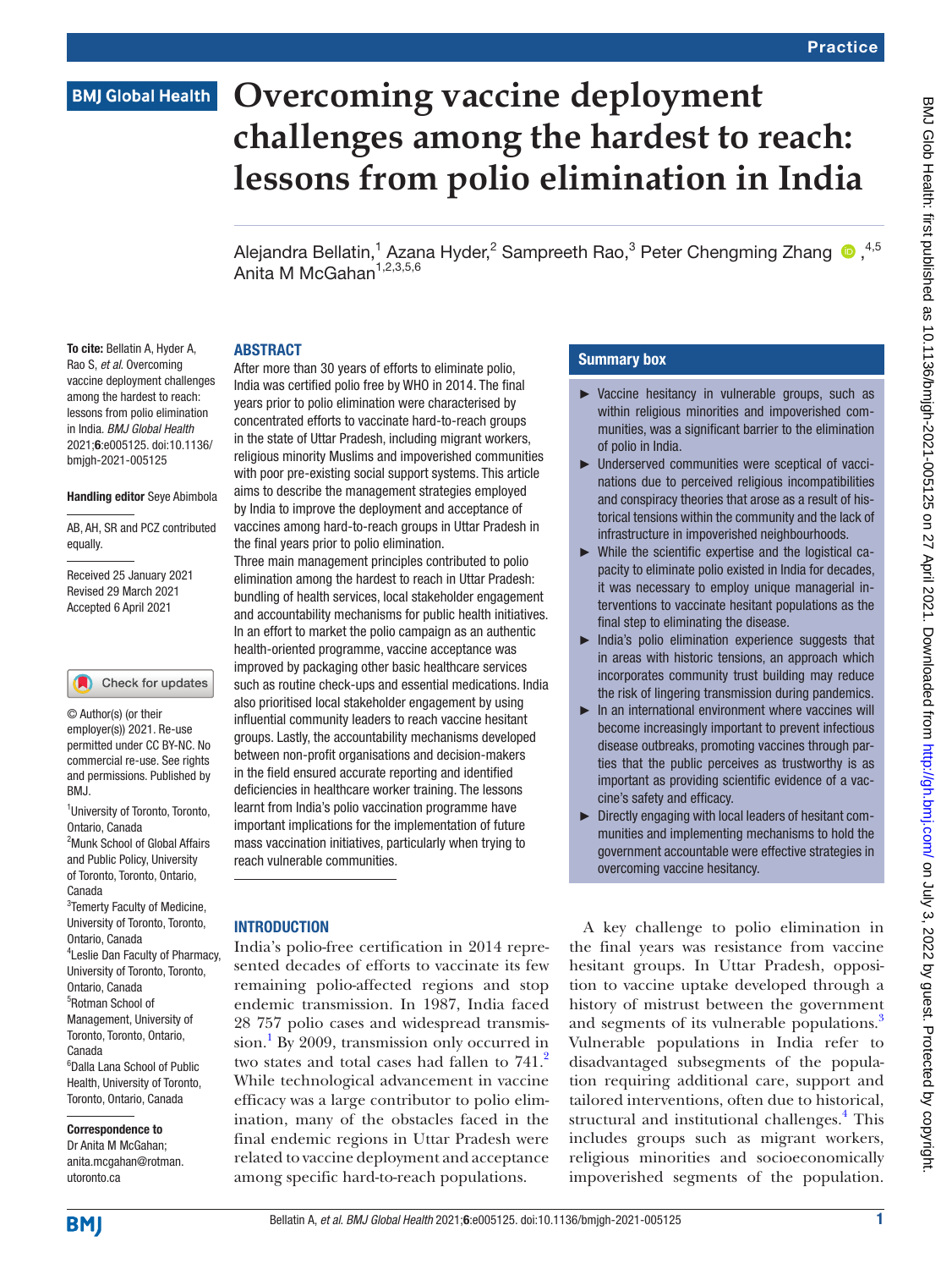# Overcoming vaccine deployment challenges among the hardest to reach: lessons from polio elimination in India

Alejandra Bellatin,[1] Azana Hyder,[2] Sampreeth Rao,[3] Peter Chengming Zhang,[4,5] Anita M McGahan[1,2,3,5,6]

**To cite:** Bellatin A, Hyder A, Rao S, *et al*. Overcoming vaccine deployment challenges among the hardest to reach: lessons from polio elimination in India. *BMJ Global Health* 2021;**6**:e005125. doi:10.1136/bmjgh-2021-005125

**Handling editor** Seye Abimbola

AB, AH, SR and PCZ contributed equally.

Received 25 January 2021
Revised 29 March 2021
Accepted 6 April 2021

© Author(s) (or their employer(s)) 2021. Re-use permitted under CC BY-NC. No commercial re-use. See rights and permissions. Published by BMJ.

[1]University of Toronto, Toronto, Ontario, Canada
[2]Munk School of Global Affairs and Public Policy, University of Toronto, Toronto, Ontario, Canada
[3]Temerty Faculty of Medicine, University of Toronto, Toronto, Ontario, Canada
[4]Leslie Dan Faculty of Pharmacy, University of Toronto, Toronto, Ontario, Canada
[5]Rotman School of Management, University of Toronto, Toronto, Ontario, Canada
[6]Dalla Lana School of Public Health, University of Toronto, Toronto, Ontario, Canada

**Correspondence to**
Dr Anita M McGahan;
anita.mcgahan@rotman.utoronto.ca

## ABSTRACT

After more than 30 years of efforts to eliminate polio, India was certified polio free by WHO in 2014. The final years prior to polio elimination were characterised by concentrated efforts to vaccinate hard-to-reach groups in the state of Uttar Pradesh, including migrant workers, religious minority Muslims and impoverished communities with poor pre-existing social support systems. This article aims to describe the management strategies employed by India to improve the deployment and acceptance of vaccines among hard-to-reach groups in Uttar Pradesh in the final years prior to polio elimination.

Three main management principles contributed to polio elimination among the hardest to reach in Uttar Pradesh: bundling of health services, local stakeholder engagement and accountability mechanisms for public health initiatives. In an effort to market the polio campaign as an authentic health-oriented programme, vaccine acceptance was improved by packaging other basic healthcare services such as routine check-ups and essential medications. India also prioritised local stakeholder engagement by using influential community leaders to reach vaccine hesitant groups. Lastly, the accountability mechanisms developed between non-profit organisations and decision-makers in the field ensured accurate reporting and identified deficiencies in healthcare worker training. The lessons learnt from India's polio vaccination programme have important implications for the implementation of future mass vaccination initiatives, particularly when trying to reach vulnerable communities.

### Summary box

- Vaccine hesitancy in vulnerable groups, such as within religious minorities and impoverished communities, was a significant barrier to the elimination of polio in India.
- Underserved communities were sceptical of vaccinations due to perceived religious incompatibilities and conspiracy theories that arose as a result of historical tensions within the community and the lack of infrastructure in impoverished neighbourhoods.
- While the scientific expertise and the logistical capacity to eliminate polio existed in India for decades, it was necessary to employ unique managerial interventions to vaccinate hesitant populations as the final step to eliminating the disease.
- India's polio elimination experience suggests that in areas with historic tensions, an approach which incorporates community trust building may reduce the risk of lingering transmission during pandemics.
- In an international environment where vaccines will become increasingly important to prevent infectious disease outbreaks, promoting vaccines through parties that the public perceives as trustworthy is as important as providing scientific evidence of a vaccine's safety and efficacy.
- Directly engaging with local leaders of hesitant communities and implementing mechanisms to hold the government accountable were effective strategies in overcoming vaccine hesitancy.

## INTRODUCTION

India's polio-free certification in 2014 represented decades of efforts to vaccinate its few remaining polio-affected regions and stop endemic transmission. In 1987, India faced 28 757 polio cases and widespread transmission.[1] By 2009, transmission only occurred in two states and total cases had fallen to 741.[2] While technological advancement in vaccine efficacy was a large contributor to polio elimination, many of the obstacles faced in the final endemic regions in Uttar Pradesh were related to vaccine deployment and acceptance among specific hard-to-reach populations.

A key challenge to polio elimination in the final years was resistance from vaccine hesitant groups. In Uttar Pradesh, opposition to vaccine uptake developed through a history of mistrust between the government and segments of its vulnerable populations.[3] Vulnerable populations in India refer to disadvantaged subsegments of the population requiring additional care, support and tailored interventions, often due to historical, structural and institutional challenges.[4] This includes groups such as migrant workers, religious minorities and socioeconomically impoverished segments of the population.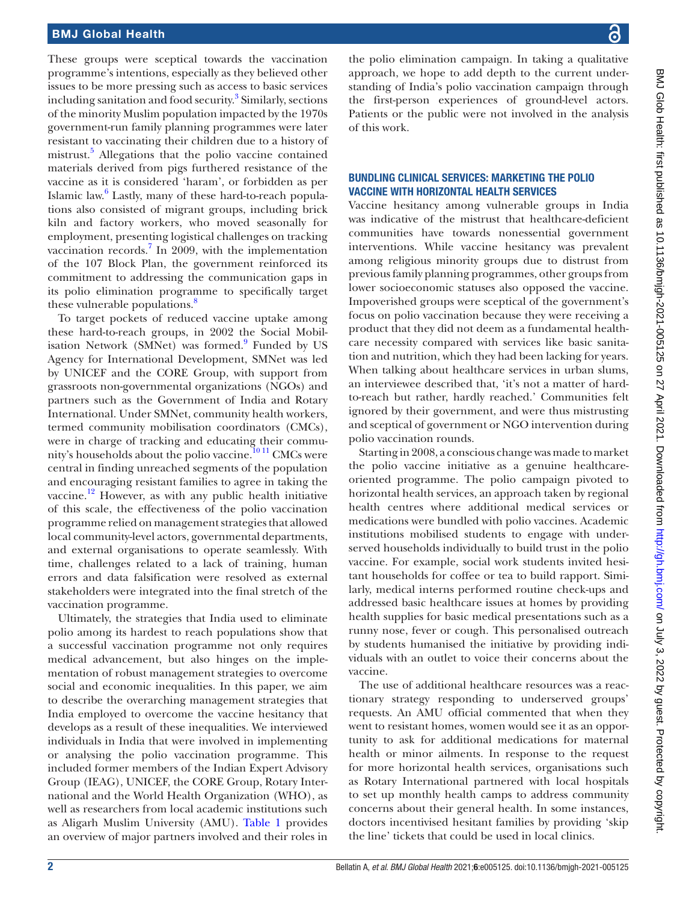These groups were sceptical towards the vaccination programme's intentions, especially as they believed other issues to be more pressing such as access to basic services including sanitation and food security.[3] Similarly, sections of the minority Muslim population impacted by the 1970s government-run family planning programmes were later resistant to vaccinating their children due to a history of mistrust.[5] Allegations that the polio vaccine contained materials derived from pigs furthered resistance of the vaccine as it is considered 'haram', or forbidden as per Islamic law.[6] Lastly, many of these hard-to-reach populations also consisted of migrant groups, including brick kiln and factory workers, who moved seasonally for employment, presenting logistical challenges on tracking vaccination records.[7] In 2009, with the implementation of the 107 Block Plan, the government reinforced its commitment to addressing the communication gaps in its polio elimination programme to specifically target these vulnerable populations.[8]

To target pockets of reduced vaccine uptake among these hard-to-reach groups, in 2002 the Social Mobilisation Network (SMNet) was formed.[9] Funded by US Agency for International Development, SMNet was led by UNICEF and the CORE Group, with support from grassroots non-governmental organizations (NGOs) and partners such as the Government of India and Rotary International. Under SMNet, community health workers, termed community mobilisation coordinators (CMCs), were in charge of tracking and educating their community's households about the polio vaccine.[10,11] CMCs were central in finding unreached segments of the population and encouraging resistant families to agree in taking the vaccine.[12] However, as with any public health initiative of this scale, the effectiveness of the polio vaccination programme relied on management strategies that allowed local community-level actors, governmental departments, and external organisations to operate seamlessly. With time, challenges related to a lack of training, human errors and data falsification were resolved as external stakeholders were integrated into the final stretch of the vaccination programme.

Ultimately, the strategies that India used to eliminate polio among its hardest to reach populations show that a successful vaccination programme not only requires medical advancement, but also hinges on the implementation of robust management strategies to overcome social and economic inequalities. In this paper, we aim to describe the overarching management strategies that India employed to overcome the vaccine hesitancy that develops as a result of these inequalities. We interviewed individuals in India that were involved in implementing or analysing the polio vaccination programme. This included former members of the Indian Expert Advisory Group (IEAG), UNICEF, the CORE Group, Rotary International and the World Health Organization (WHO), as well as researchers from local academic institutions such as Aligarh Muslim University (AMU). Table 1 provides an overview of major partners involved and their roles in the polio elimination campaign. In taking a qualitative approach, we hope to add depth to the current understanding of India's polio vaccination campaign through the first-person experiences of ground-level actors. Patients or the public were not involved in the analysis of this work.

## BUNDLING CLINICAL SERVICES: MARKETING THE POLIO VACCINE WITH HORIZONTAL HEALTH SERVICES

Vaccine hesitancy among vulnerable groups in India was indicative of the mistrust that healthcare-deficient communities have towards nonessential government interventions. While vaccine hesitancy was prevalent among religious minority groups due to distrust from previous family planning programmes, other groups from lower socioeconomic statuses also opposed the vaccine. Impoverished groups were sceptical of the government's focus on polio vaccination because they were receiving a product that they did not deem as a fundamental healthcare necessity compared with services like basic sanitation and nutrition, which they had been lacking for years. When talking about healthcare services in urban slums, an interviewee described that, 'it's not a matter of hard-to-reach but rather, hardly reached.' Communities felt ignored by their government, and were thus mistrusting and sceptical of government or NGO intervention during polio vaccination rounds.

Starting in 2008, a conscious change was made to market the polio vaccine initiative as a genuine healthcare-oriented programme. The polio campaign pivoted to horizontal health services, an approach taken by regional health centres where additional medical services or medications were bundled with polio vaccines. Academic institutions mobilised students to engage with underserved households individually to build trust in the polio vaccine. For example, social work students invited hesitant households for coffee or tea to build rapport. Similarly, medical interns performed routine check-ups and addressed basic healthcare issues at homes by providing health supplies for basic medical presentations such as a runny nose, fever or cough. This personalised outreach by students humanised the initiative by providing individuals with an outlet to voice their concerns about the vaccine.

The use of additional healthcare resources was a reactionary strategy responding to underserved groups' requests. An AMU official commented that when they went to resistant homes, women would see it as an opportunity to ask for additional medications for maternal health or minor ailments. In response to the request for more horizontal health services, organisations such as Rotary International partnered with local hospitals to set up monthly health camps to address community concerns about their general health. In some instances, doctors incentivised hesitant families by providing 'skip the line' tickets that could be used in local clinics.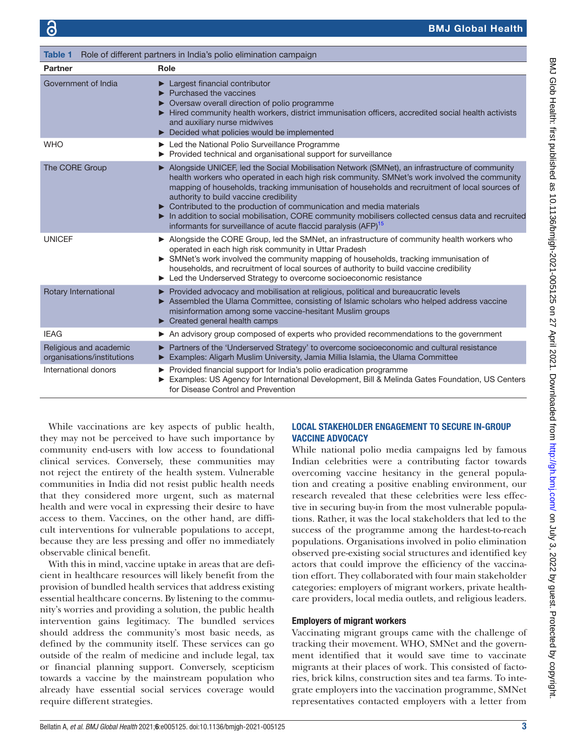Table 1 Role of different partners in India's polio elimination campaign

| Partner | Role |
|---|---|
| Government of India | ► Largest financial contributor<br>► Purchased the vaccines<br>► Oversaw overall direction of polio programme<br>► Hired community health workers, district immunisation officers, accredited social health activists and auxiliary nurse midwives<br>► Decided what policies would be implemented |
| WHO | ► Led the National Polio Surveillance Programme<br>► Provided technical and organisational support for surveillance |
| The CORE Group | ► Alongside UNICEF, led the Social Mobilisation Network (SMNet), an infrastructure of community health workers who operated in each high risk community. SMNet's work involved the community mapping of households, tracking immunisation of households and recruitment of local sources of authority to build vaccine credibility<br>► Contributed to the production of communication and media materials<br>► In addition to social mobilisation, CORE community mobilisers collected census data and recruited informants for surveillance of acute flaccid paralysis (AFP)[15] |
| UNICEF | ► Alongside the CORE Group, led the SMNet, an infrastructure of community health workers who operated in each high risk community in Uttar Pradesh<br>► SMNet's work involved the community mapping of households, tracking immunisation of households, and recruitment of local sources of authority to build vaccine credibility<br>► Led the Underserved Strategy to overcome socioeconomic resistance |
| Rotary International | ► Provided advocacy and mobilisation at religious, political and bureaucratic levels<br>► Assembled the Ulama Committee, consisting of Islamic scholars who helped address vaccine misinformation among some vaccine-hesitant Muslim groups<br>► Created general health camps |
| IEAG | ► An advisory group composed of experts who provided recommendations to the government |
| Religious and academic organisations/institutions | ► Partners of the 'Underserved Strategy' to overcome socioeconomic and cultural resistance<br>► Examples: Aligarh Muslim University, Jamia Millia Islamia, the Ulama Committee |
| International donors | ► Provided financial support for India's polio eradication programme<br>► Examples: US Agency for International Development, Bill & Melinda Gates Foundation, US Centers for Disease Control and Prevention |

While vaccinations are key aspects of public health, they may not be perceived to have such importance by community end-users with low access to foundational clinical services. Conversely, these communities may not reject the entirety of the health system. Vulnerable communities in India did not resist public health needs that they considered more urgent, such as maternal health and were vocal in expressing their desire to have access to them. Vaccines, on the other hand, are difficult interventions for vulnerable populations to accept, because they are less pressing and offer no immediately observable clinical benefit.

With this in mind, vaccine uptake in areas that are deficient in healthcare resources will likely benefit from the provision of bundled health services that address existing essential healthcare concerns. By listening to the community's worries and providing a solution, the public health intervention gains legitimacy. The bundled services should address the community's most basic needs, as defined by the community itself. These services can go outside of the realm of medicine and include legal, tax or financial planning support. Conversely, scepticism towards a vaccine by the mainstream population who already have essential social services coverage would require different strategies.

## LOCAL STAKEHOLDER ENGAGEMENT TO SECURE IN-GROUP VACCINE ADVOCACY

While national polio media campaigns led by famous Indian celebrities were a contributing factor towards overcoming vaccine hesitancy in the general population and creating a positive enabling environment, our research revealed that these celebrities were less effective in securing buy-in from the most vulnerable populations. Rather, it was the local stakeholders that led to the success of the programme among the hardest-to-reach populations. Organisations involved in polio elimination observed pre-existing social structures and identified key actors that could improve the efficiency of the vaccination effort. They collaborated with four main stakeholder categories: employers of migrant workers, private healthcare providers, local media outlets, and religious leaders.

### Employers of migrant workers

Vaccinating migrant groups came with the challenge of tracking their movement. WHO, SMNet and the government identified that it would save time to vaccinate migrants at their places of work. This consisted of factories, brick kilns, construction sites and tea farms. To integrate employers into the vaccination programme, SMNet representatives contacted employers with a letter from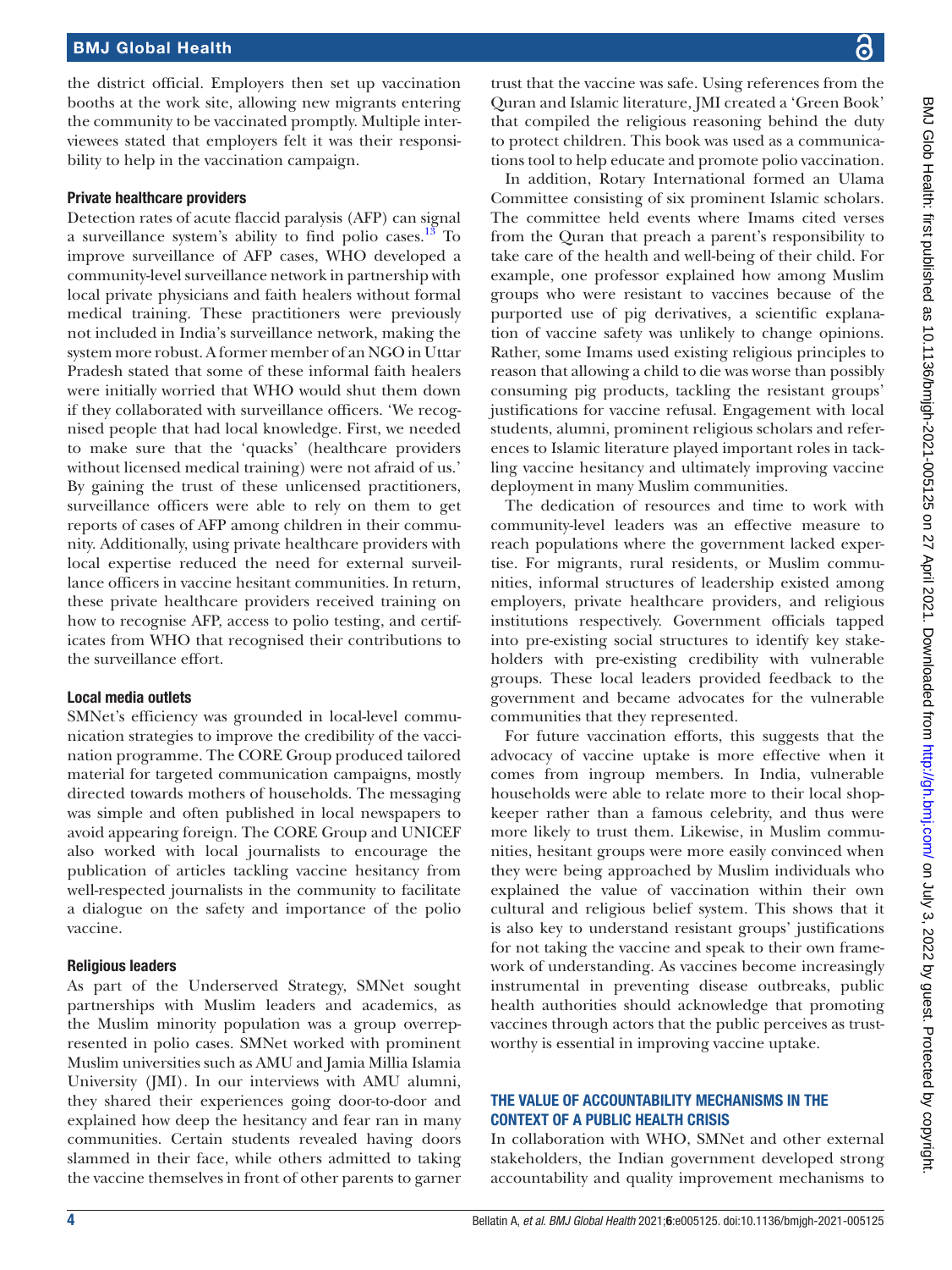the district official. Employers then set up vaccination booths at the work site, allowing new migrants entering the community to be vaccinated promptly. Multiple interviewees stated that employers felt it was their responsibility to help in the vaccination campaign.

### Private healthcare providers

Detection rates of acute flaccid paralysis (AFP) can signal a surveillance system's ability to find polio cases.[13] To improve surveillance of AFP cases, WHO developed a community-level surveillance network in partnership with local private physicians and faith healers without formal medical training. These practitioners were previously not included in India's surveillance network, making the system more robust. A former member of an NGO in Uttar Pradesh stated that some of these informal faith healers were initially worried that WHO would shut them down if they collaborated with surveillance officers. 'We recognised people that had local knowledge. First, we needed to make sure that the 'quacks' (healthcare providers without licensed medical training) were not afraid of us.' By gaining the trust of these unlicensed practitioners, surveillance officers were able to rely on them to get reports of cases of AFP among children in their community. Additionally, using private healthcare providers with local expertise reduced the need for external surveillance officers in vaccine hesitant communities. In return, these private healthcare providers received training on how to recognise AFP, access to polio testing, and certificates from WHO that recognised their contributions to the surveillance effort.

### Local media outlets

SMNet's efficiency was grounded in local-level communication strategies to improve the credibility of the vaccination programme. The CORE Group produced tailored material for targeted communication campaigns, mostly directed towards mothers of households. The messaging was simple and often published in local newspapers to avoid appearing foreign. The CORE Group and UNICEF also worked with local journalists to encourage the publication of articles tackling vaccine hesitancy from well-respected journalists in the community to facilitate a dialogue on the safety and importance of the polio vaccine.

### Religious leaders

As part of the Underserved Strategy, SMNet sought partnerships with Muslim leaders and academics, as the Muslim minority population was a group overrepresented in polio cases. SMNet worked with prominent Muslim universities such as AMU and Jamia Millia Islamia University (JMI). In our interviews with AMU alumni, they shared their experiences going door-to-door and explained how deep the hesitancy and fear ran in many communities. Certain students revealed having doors slammed in their face, while others admitted to taking the vaccine themselves in front of other parents to garner trust that the vaccine was safe. Using references from the Quran and Islamic literature, JMI created a 'Green Book' that compiled the religious reasoning behind the duty to protect children. This book was used as a communications tool to help educate and promote polio vaccination.

In addition, Rotary International formed an Ulama Committee consisting of six prominent Islamic scholars. The committee held events where Imams cited verses from the Quran that preach a parent's responsibility to take care of the health and well-being of their child. For example, one professor explained how among Muslim groups who were resistant to vaccines because of the purported use of pig derivatives, a scientific explanation of vaccine safety was unlikely to change opinions. Rather, some Imams used existing religious principles to reason that allowing a child to die was worse than possibly consuming pig products, tackling the resistant groups' justifications for vaccine refusal. Engagement with local students, alumni, prominent religious scholars and references to Islamic literature played important roles in tackling vaccine hesitancy and ultimately improving vaccine deployment in many Muslim communities.

The dedication of resources and time to work with community-level leaders was an effective measure to reach populations where the government lacked expertise. For migrants, rural residents, or Muslim communities, informal structures of leadership existed among employers, private healthcare providers, and religious institutions respectively. Government officials tapped into pre-existing social structures to identify key stakeholders with pre-existing credibility with vulnerable groups. These local leaders provided feedback to the government and became advocates for the vulnerable communities that they represented.

For future vaccination efforts, this suggests that the advocacy of vaccine uptake is more effective when it comes from ingroup members. In India, vulnerable households were able to relate more to their local shopkeeper rather than a famous celebrity, and thus were more likely to trust them. Likewise, in Muslim communities, hesitant groups were more easily convinced when they were being approached by Muslim individuals who explained the value of vaccination within their own cultural and religious belief system. This shows that it is also key to understand resistant groups' justifications for not taking the vaccine and speak to their own framework of understanding. As vaccines become increasingly instrumental in preventing disease outbreaks, public health authorities should acknowledge that promoting vaccines through actors that the public perceives as trustworthy is essential in improving vaccine uptake.

## THE VALUE OF ACCOUNTABILITY MECHANISMS IN THE CONTEXT OF A PUBLIC HEALTH CRISIS

In collaboration with WHO, SMNet and other external stakeholders, the Indian government developed strong accountability and quality improvement mechanisms to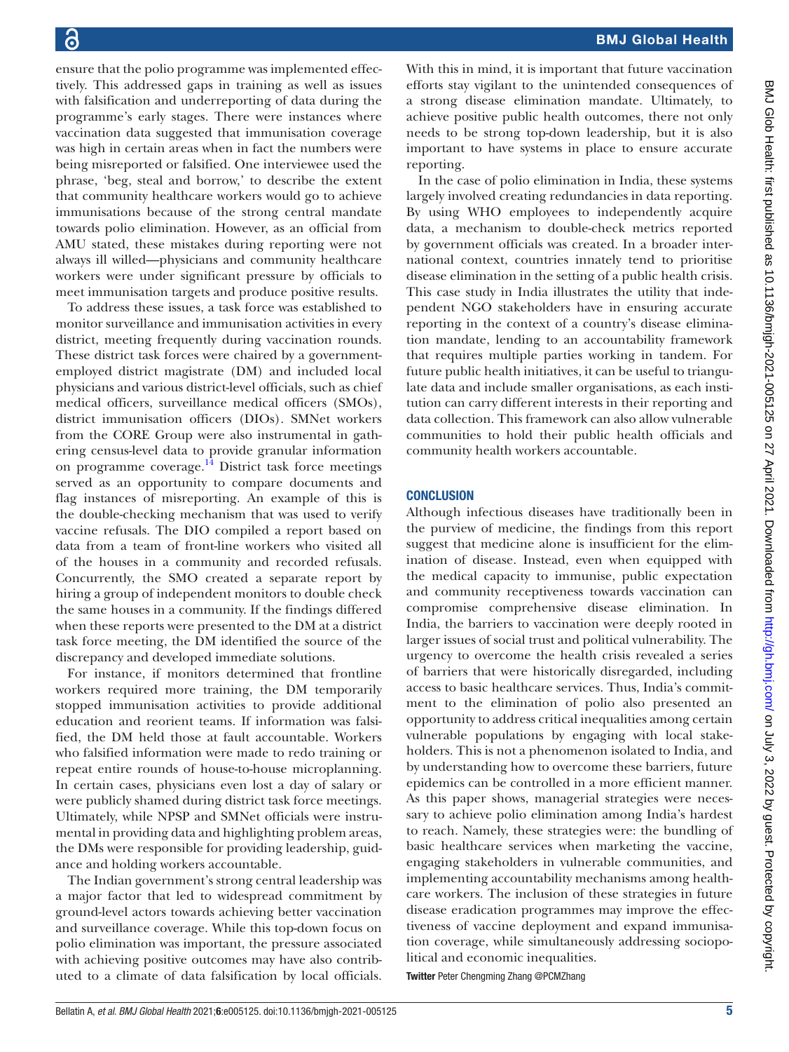ensure that the polio programme was implemented effectively. This addressed gaps in training as well as issues with falsification and underreporting of data during the programme's early stages. There were instances where vaccination data suggested that immunisation coverage was high in certain areas when in fact the numbers were being misreported or falsified. One interviewee used the phrase, 'beg, steal and borrow,' to describe the extent that community healthcare workers would go to achieve immunisations because of the strong central mandate towards polio elimination. However, as an official from AMU stated, these mistakes during reporting were not always ill willed—physicians and community healthcare workers were under significant pressure by officials to meet immunisation targets and produce positive results.

To address these issues, a task force was established to monitor surveillance and immunisation activities in every district, meeting frequently during vaccination rounds. These district task forces were chaired by a government-employed district magistrate (DM) and included local physicians and various district-level officials, such as chief medical officers, surveillance medical officers (SMOs), district immunisation officers (DIOs). SMNet workers from the CORE Group were also instrumental in gathering census-level data to provide granular information on programme coverage.[14] District task force meetings served as an opportunity to compare documents and flag instances of misreporting. An example of this is the double-checking mechanism that was used to verify vaccine refusals. The DIO compiled a report based on data from a team of front-line workers who visited all of the houses in a community and recorded refusals. Concurrently, the SMO created a separate report by hiring a group of independent monitors to double check the same houses in a community. If the findings differed when these reports were presented to the DM at a district task force meeting, the DM identified the source of the discrepancy and developed immediate solutions.

For instance, if monitors determined that frontline workers required more training, the DM temporarily stopped immunisation activities to provide additional education and reorient teams. If information was falsified, the DM held those at fault accountable. Workers who falsified information were made to redo training or repeat entire rounds of house-to-house microplanning. In certain cases, physicians even lost a day of salary or were publicly shamed during district task force meetings. Ultimately, while NPSP and SMNet officials were instrumental in providing data and highlighting problem areas, the DMs were responsible for providing leadership, guidance and holding workers accountable.

The Indian government's strong central leadership was a major factor that led to widespread commitment by ground-level actors towards achieving better vaccination and surveillance coverage. While this top-down focus on polio elimination was important, the pressure associated with achieving positive outcomes may have also contributed to a climate of data falsification by local officials. With this in mind, it is important that future vaccination efforts stay vigilant to the unintended consequences of a strong disease elimination mandate. Ultimately, to achieve positive public health outcomes, there not only needs to be strong top-down leadership, but it is also important to have systems in place to ensure accurate reporting.

In the case of polio elimination in India, these systems largely involved creating redundancies in data reporting. By using WHO employees to independently acquire data, a mechanism to double-check metrics reported by government officials was created. In a broader international context, countries innately tend to prioritise disease elimination in the setting of a public health crisis. This case study in India illustrates the utility that independent NGO stakeholders have in ensuring accurate reporting in the context of a country's disease elimination mandate, lending to an accountability framework that requires multiple parties working in tandem. For future public health initiatives, it can be useful to triangulate data and include smaller organisations, as each institution can carry different interests in their reporting and data collection. This framework can also allow vulnerable communities to hold their public health officials and community health workers accountable.

## CONCLUSION

Although infectious diseases have traditionally been in the purview of medicine, the findings from this report suggest that medicine alone is insufficient for the elimination of disease. Instead, even when equipped with the medical capacity to immunise, public expectation and community receptiveness towards vaccination can compromise comprehensive disease elimination. In India, the barriers to vaccination were deeply rooted in larger issues of social trust and political vulnerability. The urgency to overcome the health crisis revealed a series of barriers that were historically disregarded, including access to basic healthcare services. Thus, India's commitment to the elimination of polio also presented an opportunity to address critical inequalities among certain vulnerable populations by engaging with local stakeholders. This is not a phenomenon isolated to India, and by understanding how to overcome these barriers, future epidemics can be controlled in a more efficient manner. As this paper shows, managerial strategies were necessary to achieve polio elimination among India's hardest to reach. Namely, these strategies were: the bundling of basic healthcare services when marketing the vaccine, engaging stakeholders in vulnerable communities, and implementing accountability mechanisms among healthcare workers. The inclusion of these strategies in future disease eradication programmes may improve the effectiveness of vaccine deployment and expand immunisation coverage, while simultaneously addressing sociopolitical and economic inequalities.

**Twitter** Peter Chengming Zhang @PCMZhang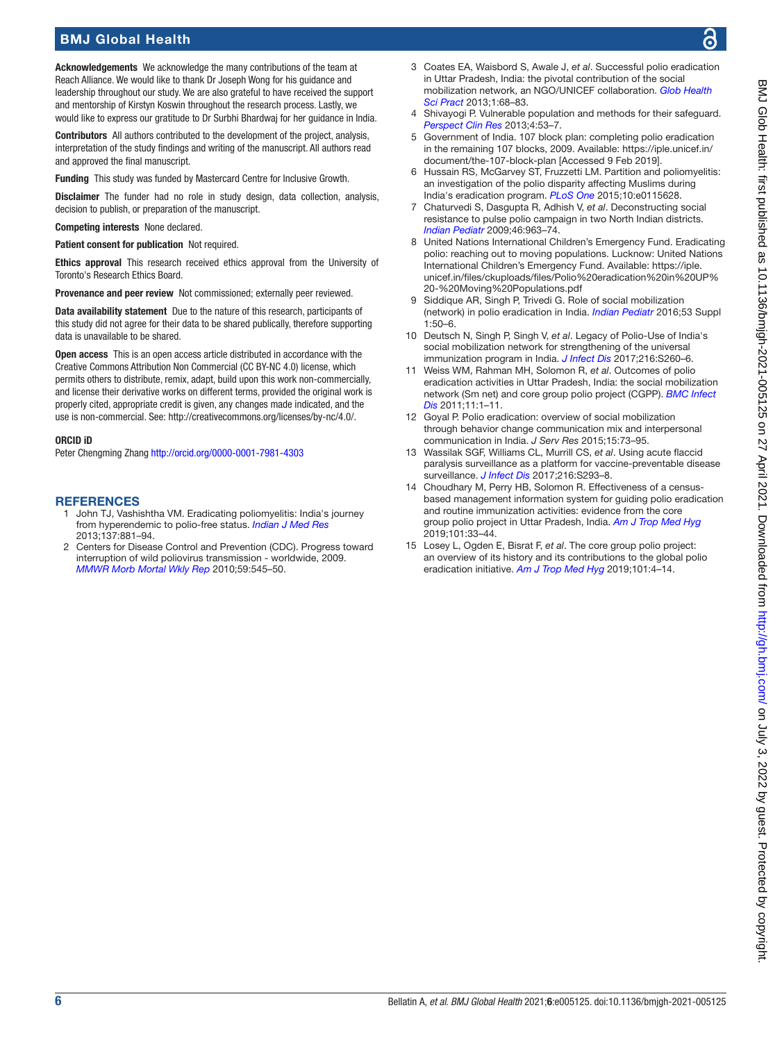**Acknowledgements** We acknowledge the many contributions of the team at Reach Alliance. We would like to thank Dr Joseph Wong for his guidance and leadership throughout our study. We are also grateful to have received the support and mentorship of Kirstyn Koswin throughout the research process. Lastly, we would like to express our gratitude to Dr Surbhi Bhardwaj for her guidance in India.

**Contributors** All authors contributed to the development of the project, analysis, interpretation of the study findings and writing of the manuscript. All authors read and approved the final manuscript.

**Funding** This study was funded by Mastercard Centre for Inclusive Growth.

**Disclaimer** The funder had no role in study design, data collection, analysis, decision to publish, or preparation of the manuscript.

**Competing interests** None declared.

**Patient consent for publication** Not required.

**Ethics approval** This research received ethics approval from the University of Toronto's Research Ethics Board.

**Provenance and peer review** Not commissioned; externally peer reviewed.

**Data availability statement** Due to the nature of this research, participants of this study did not agree for their data to be shared publically, therefore supporting data is unavailable to be shared.

**Open access** This is an open access article distributed in accordance with the Creative Commons Attribution Non Commercial (CC BY-NC 4.0) license, which permits others to distribute, remix, adapt, build upon this work non-commercially, and license their derivative works on different terms, provided the original work is properly cited, appropriate credit is given, any changes made indicated, and the use is non-commercial. See: http://creativecommons.org/licenses/by-nc/4.0/.

**ORCID iD**

Peter Chengming Zhang http://orcid.org/0000-0001-7981-4303

## REFERENCES

1. John TJ, Vashishtha VM. Eradicating poliomyelitis: India's journey from hyperendemic to polio-free status. *Indian J Med Res* 2013;137:881–94.
2. Centers for Disease Control and Prevention (CDC). Progress toward interruption of wild poliovirus transmission - worldwide, 2009. *MMWR Morb Mortal Wkly Rep* 2010;59:545–50.
3. Coates EA, Waisbord S, Awale J, *et al*. Successful polio eradication in Uttar Pradesh, India: the pivotal contribution of the social mobilization network, an NGO/UNICEF collaboration. *Glob Health Sci Pract* 2013;1:68–83.
4. Shivayogi P. Vulnerable population and methods for their safeguard. *Perspect Clin Res* 2013;4:53–7.
5. Government of India. 107 block plan: completing polio eradication in the remaining 107 blocks, 2009. Available: https://iple.unicef.in/document/the-107-block-plan [Accessed 9 Feb 2019].
6. Hussain RS, McGarvey ST, Fruzzetti LM. Partition and poliomyelitis: an investigation of the polio disparity affecting Muslims during India's eradication program. *PLoS One* 2015;10:e0115628.
7. Chaturvedi S, Dasgupta R, Adhish V, *et al*. Deconstructing social resistance to pulse polio campaign in two North Indian districts. *Indian Pediatr* 2009;46:963–74.
8. United Nations International Children's Emergency Fund. Eradicating polio: reaching out to moving populations. Lucknow: United Nations International Children's Emergency Fund. Available: https://iple.unicef.in/files/ckuploads/files/Polio%20eradication%20in%20UP%20-%20Moving%20Populations.pdf
9. Siddique AR, Singh P, Trivedi G. Role of social mobilization (network) in polio eradication in India. *Indian Pediatr* 2016;53 Suppl 1:50–6.
10. Deutsch N, Singh P, Singh V, *et al*. Legacy of Polio-Use of India's social mobilization network for strengthening of the universal immunization program in India. *J Infect Dis* 2017;216:S260–6.
11. Weiss WM, Rahman MH, Solomon R, *et al*. Outcomes of polio eradication activities in Uttar Pradesh, India: the social mobilization network (Sm net) and core group polio project (CGPP). *BMC Infect Dis* 2011;11:1–11.
12. Goyal P. Polio eradication: overview of social mobilization through behavior change communication mix and interpersonal communication in India. *J Serv Res* 2015;15:73–95.
13. Wassilak SGF, Williams CL, Murrill CS, *et al*. Using acute flaccid paralysis surveillance as a platform for vaccine-preventable disease surveillance. *J Infect Dis* 2017;216:S293–8.
14. Choudhary M, Perry HB, Solomon R. Effectiveness of a census-based management information system for guiding polio eradication and routine immunization activities: evidence from the core group polio project in Uttar Pradesh, India. *Am J Trop Med Hyg* 2019;101:33–44.
15. Losey L, Ogden E, Bisrat F, *et al*. The core group polio project: an overview of its history and its contributions to the global polio eradication initiative. *Am J Trop Med Hyg* 2019;101:4–14.